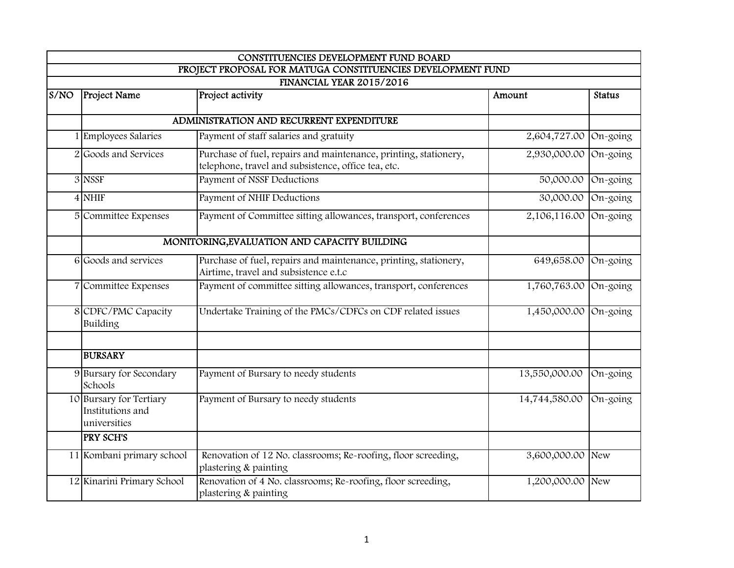| CONSTITUENCIES DEVELOPMENT FUND BOARD | | | | |
|---|---|---|---|---|
| PROJECT PROPOSAL FOR MATUGA CONSTITUENCIES DEVELOPMENT FUND | | | | |
| FINANCIAL YEAR 2015/2016 | | | | |
| S/NO | Project Name | Project activity | Amount | Status |
| | ADMINISTRATION AND RECURRENT EXPENDITURE | | | |
| 1 | Employees Salaries | Payment of staff salaries and gratuity | 2,604,727.00 | On-going |
| 2 | Goods and Services | Purchase of fuel, repairs and maintenance, printing, stationery, telephone, travel and subsistence, office tea, etc. | 2,930,000.00 | On-going |
| 3 | NSSF | Payment of NSSF Deductions | 50,000.00 | On-going |
| 4 | NHIF | Payment of NHIF Deductions | 30,000.00 | On-going |
| 5 | Committee Expenses | Payment of Committee sitting allowances, transport, conferences | 2,106,116.00 | On-going |
| | MONITORING,EVALUATION AND CAPACITY BUILDING | | | |
| 6 | Goods and services | Purchase of fuel, repairs and maintenance, printing, stationery, Airtime, travel and subsistence e.t.c | 649,658.00 | On-going |
| 7 | Committee Expenses | Payment of committee sitting allowances, transport, conferences | 1,760,763.00 | On-going |
| 8 | CDFC/PMC Capacity Building | Undertake Training of the PMCs/CDFCs on CDF related issues | 1,450,000.00 | On-going |
| | | | | |
| | **BURSARY** | | | |
| 9 | Bursary for Secondary Schools | Payment of Bursary to needy students | 13,550,000.00 | On-going |
| 10 | Bursary for Tertiary Institutions and universities | Payment of Bursary to needy students | 14,744,580.00 | On-going |
| | **PRY SCH'S** | | | |
| 11 | Kombani primary school | Renovation of 12 No. classrooms; Re-roofing, floor screeding, plastering & painting | 3,600,000.00 | New |
| 12 | Kinarini Primary School | Renovation of 4 No. classrooms; Re-roofing, floor screeding, plastering & painting | 1,200,000.00 | New |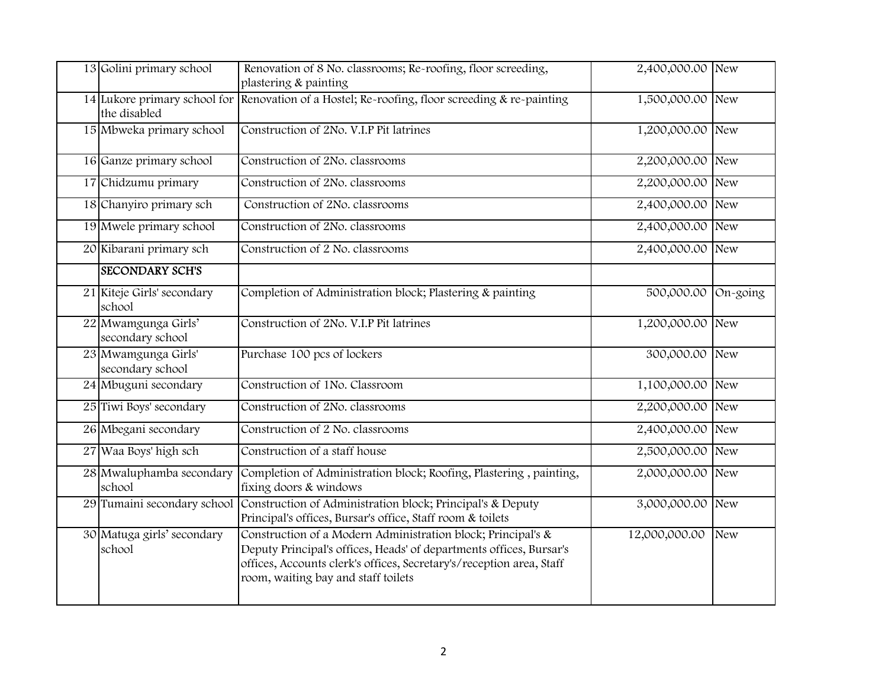| | | | | |
|---|---|---|---|---|
| 13 | Golini primary school | Renovation of 8 No. classrooms; Re-roofing, floor screeding, plastering & painting | 2,400,000.00 | New |
| 14 | Lukore primary school for the disabled | Renovation of a Hostel; Re-roofing, floor screeding & re-painting | 1,500,000.00 | New |
| 15 | Mbweka primary school | Construction of 2No. V.I.P Pit latrines | 1,200,000.00 | New |
| 16 | Ganze primary school | Construction of 2No. classrooms | 2,200,000.00 | New |
| 17 | Chidzumu primary | Construction of 2No. classrooms | 2,200,000.00 | New |
| 18 | Chanyiro primary sch | Construction of 2No. classrooms | 2,400,000.00 | New |
| 19 | Mwele primary school | Construction of 2No. classrooms | 2,400,000.00 | New |
| 20 | Kibarani primary sch | Construction of 2 No. classrooms | 2,400,000.00 | New |
| | **SECONDARY SCH'S** | | | |
| 21 | Kiteje Girls' secondary school | Completion of Administration block; Plastering & painting | 500,000.00 | On-going |
| 22 | Mwamgunga Girls' secondary school | Construction of 2No. V.I.P Pit latrines | 1,200,000.00 | New |
| 23 | Mwamgunga Girls' secondary school | Purchase 100 pcs of lockers | 300,000.00 | New |
| 24 | Mbuguni secondary | Construction of 1No. Classroom | 1,100,000.00 | New |
| 25 | Tiwi Boys' secondary | Construction of 2No. classrooms | 2,200,000.00 | New |
| 26 | Mbegani secondary | Construction of 2 No. classrooms | 2,400,000.00 | New |
| 27 | Waa Boys' high sch | Construction of a staff house | 2,500,000.00 | New |
| 28 | Mwaluphamba secondary school | Completion of Administration block; Roofing, Plastering , painting, fixing doors & windows | 2,000,000.00 | New |
| 29 | Tumaini secondary school | Construction of Administration block; Principal's & Deputy Principal's offices, Bursar's office, Staff room & toilets | 3,000,000.00 | New |
| 30 | Matuga girls' secondary school | Construction of a Modern Administration block; Principal's & Deputy Principal's offices, Heads' of departments offices, Bursar's offices, Accounts clerk's offices, Secretary's/reception area, Staff room, waiting bay and staff toilets | 12,000,000.00 | New |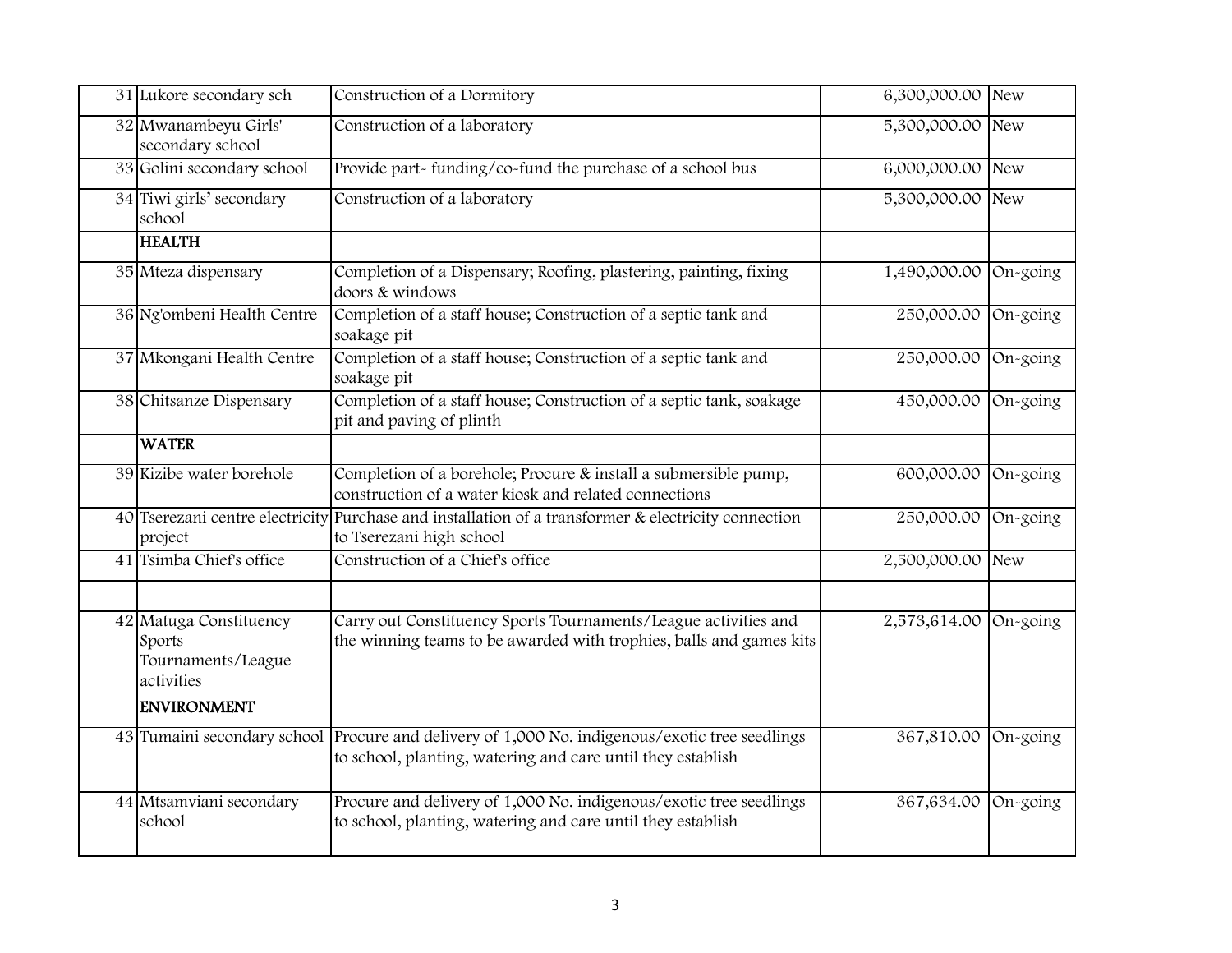| | | | | |
|---|---|---|---|---|
| 31 | Lukore secondary sch | Construction of a Dormitory | 6,300,000.00 | New |
| 32 | Mwanambeyu Girls' secondary school | Construction of a laboratory | 5,300,000.00 | New |
| 33 | Golini secondary school | Provide part- funding/co-fund the purchase of a school bus | 6,000,000.00 | New |
| 34 | Tiwi girls' secondary school | Construction of a laboratory | 5,300,000.00 | New |
| | **HEALTH** | | | |
| 35 | Mteza dispensary | Completion of a Dispensary; Roofing, plastering, painting, fixing doors & windows | 1,490,000.00 | On-going |
| 36 | Ng'ombeni Health Centre | Completion of a staff house; Construction of a septic tank and soakage pit | 250,000.00 | On-going |
| 37 | Mkongani Health Centre | Completion of a staff house; Construction of a septic tank and soakage pit | 250,000.00 | On-going |
| 38 | Chitsanze Dispensary | Completion of a staff house; Construction of a septic tank, soakage pit and paving of plinth | 450,000.00 | On-going |
| | **WATER** | | | |
| 39 | Kizibe water borehole | Completion of a borehole; Procure & install a submersible pump, construction of a water kiosk and related connections | 600,000.00 | On-going |
| 40 | Tserezani centre electricity project | Purchase and installation of a transformer & electricity connection to Tserezani high school | 250,000.00 | On-going |
| 41 | Tsimba Chief's office | Construction of a Chief's office | 2,500,000.00 | New |
| | | | | |
| 42 | Matuga Constituency Sports Tournaments/League activities | Carry out Constituency Sports Tournaments/League activities and the winning teams to be awarded with trophies, balls and games kits | 2,573,614.00 | On-going |
| | **ENVIRONMENT** | | | |
| 43 | Tumaini secondary school | Procure and delivery of 1,000 No. indigenous/exotic tree seedlings to school, planting, watering and care until they establish | 367,810.00 | On-going |
| 44 | Mtsamviani secondary school | Procure and delivery of 1,000 No. indigenous/exotic tree seedlings to school, planting, watering and care until they establish | 367,634.00 | On-going |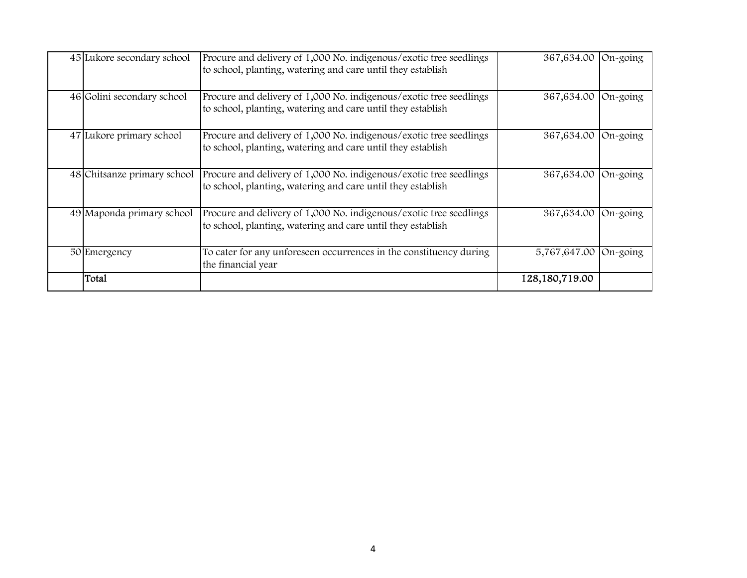| | | | | |
|---|---|---|---|---|
| 45 | Lukore secondary school | Procure and delivery of 1,000 No. indigenous/exotic tree seedlings to school, planting, watering and care until they establish | 367,634.00 | On-going |
| 46 | Golini secondary school | Procure and delivery of 1,000 No. indigenous/exotic tree seedlings to school, planting, watering and care until they establish | 367,634.00 | On-going |
| 47 | Lukore primary school | Procure and delivery of 1,000 No. indigenous/exotic tree seedlings to school, planting, watering and care until they establish | 367,634.00 | On-going |
| 48 | Chitsanze primary school | Procure and delivery of 1,000 No. indigenous/exotic tree seedlings to school, planting, watering and care until they establish | 367,634.00 | On-going |
| 49 | Maponda primary school | Procure and delivery of 1,000 No. indigenous/exotic tree seedlings to school, planting, watering and care until they establish | 367,634.00 | On-going |
| 50 | Emergency | To cater for any unforeseen occurrences in the constituency during the financial year | 5,767,647.00 | On-going |
| | Total | | 128,180,719.00 | |